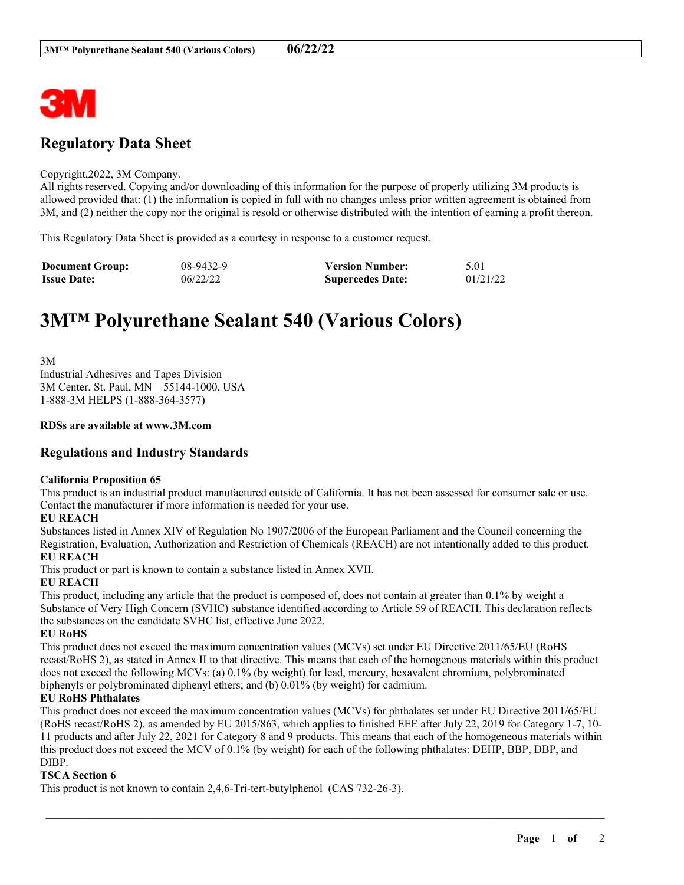# Regulatory Data Sheet

Copyright,2022, 3M Company.
All rights reserved. Copying and/or downloading of this information for the purpose of properly utilizing 3M products is allowed provided that: (1) the information is copied in full with no changes unless prior written agreement is obtained from 3M, and (2) neither the copy nor the original is resold or otherwise distributed with the intention of earning a profit thereon.

This Regulatory Data Sheet is provided as a courtesy in response to a customer request.

| **Document Group:** | 08-9432-9 | **Version Number:** | 5.01 |
|---|---|---|---|
| **Issue Date:** | 06/22/22 | **Supercedes Date:** | 01/21/22 |

# 3M™ Polyurethane Sealant 540 (Various Colors)

3M
Industrial Adhesives and Tapes Division
3M Center, St. Paul, MN 55144-1000, USA
1-888-3M HELPS (1-888-364-3577)

**RDSs are available at www.3M.com**

## Regulations and Industry Standards

**California Proposition 65**
This product is an industrial product manufactured outside of California. It has not been assessed for consumer sale or use. Contact the manufacturer if more information is needed for your use.

**EU REACH**
Substances listed in Annex XIV of Regulation No 1907/2006 of the European Parliament and the Council concerning the Registration, Evaluation, Authorization and Restriction of Chemicals (REACH) are not intentionally added to this product.

**EU REACH**
This product or part is known to contain a substance listed in Annex XVII.

**EU REACH**
This product, including any article that the product is composed of, does not contain at greater than 0.1% by weight a Substance of Very High Concern (SVHC) substance identified according to Article 59 of REACH. This declaration reflects the substances on the candidate SVHC list, effective June 2022.

**EU RoHS**
This product does not exceed the maximum concentration values (MCVs) set under EU Directive 2011/65/EU (RoHS recast/RoHS 2), as stated in Annex II to that directive. This means that each of the homogenous materials within this product does not exceed the following MCVs: (a) 0.1% (by weight) for lead, mercury, hexavalent chromium, polybrominated biphenyls or polybrominated diphenyl ethers; and (b) 0.01% (by weight) for cadmium.

**EU RoHS Phthalates**
This product does not exceed the maximum concentration values (MCVs) for phthalates set under EU Directive 2011/65/EU (RoHS recast/RoHS 2), as amended by EU 2015/863, which applies to finished EEE after July 22, 2019 for Category 1-7, 10-11 products and after July 22, 2021 for Category 8 and 9 products. This means that each of the homogeneous materials within this product does not exceed the MCV of 0.1% (by weight) for each of the following phthalates: DEHP, BBP, DBP, and DIBP.

**TSCA Section 6**
This product is not known to contain 2,4,6-Tri-tert-butylphenol (CAS 732-26-3).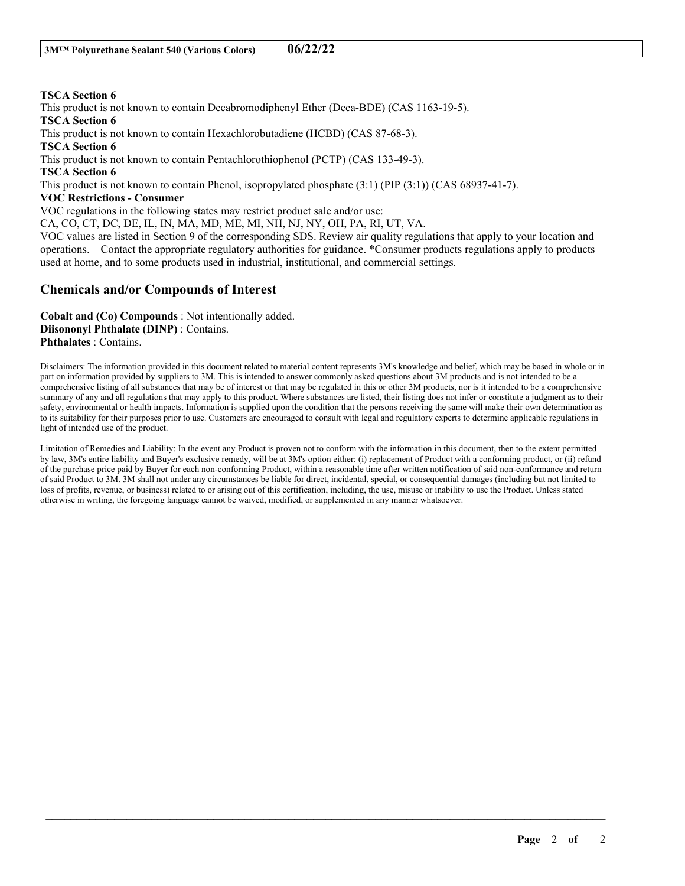**TSCA Section 6**

This product is not known to contain Decabromodiphenyl Ether (Deca-BDE) (CAS 1163-19-5).

**TSCA Section 6**

This product is not known to contain Hexachlorobutadiene (HCBD) (CAS 87-68-3).

**TSCA Section 6**

This product is not known to contain Pentachlorothiophenol (PCTP) (CAS 133-49-3).

**TSCA Section 6**

This product is not known to contain Phenol, isopropylated phosphate (3:1) (PIP (3:1)) (CAS 68937-41-7).

**VOC Restrictions - Consumer**

VOC regulations in the following states may restrict product sale and/or use:

CA, CO, CT, DC, DE, IL, IN, MA, MD, ME, MI, NH, NJ, NY, OH, PA, RI, UT, VA.

VOC values are listed in Section 9 of the corresponding SDS. Review air quality regulations that apply to your location and operations. Contact the appropriate regulatory authorities for guidance. *Consumer products regulations apply to products used at home, and to some products used in industrial, institutional, and commercial settings.

## Chemicals and/or Compounds of Interest

**Cobalt and (Co) Compounds** : Not intentionally added.
**Diisononyl Phthalate (DINP)** : Contains.
**Phthalates** : Contains.

Disclaimers: The information provided in this document related to material content represents 3M's knowledge and belief, which may be based in whole or in part on information provided by suppliers to 3M. This is intended to answer commonly asked questions about 3M products and is not intended to be a comprehensive listing of all substances that may be of interest or that may be regulated in this or other 3M products, nor is it intended to be a comprehensive summary of any and all regulations that may apply to this product. Where substances are listed, their listing does not infer or constitute a judgment as to their safety, environmental or health impacts. Information is supplied upon the condition that the persons receiving the same will make their own determination as to its suitability for their purposes prior to use. Customers are encouraged to consult with legal and regulatory experts to determine applicable regulations in light of intended use of the product.

Limitation of Remedies and Liability: In the event any Product is proven not to conform with the information in this document, then to the extent permitted by law, 3M's entire liability and Buyer's exclusive remedy, will be at 3M's option either: (i) replacement of Product with a conforming product, or (ii) refund of the purchase price paid by Buyer for each non-conforming Product, within a reasonable time after written notification of said non-conformance and return of said Product to 3M. 3M shall not under any circumstances be liable for direct, incidental, special, or consequential damages (including but not limited to loss of profits, revenue, or business) related to or arising out of this certification, including, the use, misuse or inability to use the Product. Unless stated otherwise in writing, the foregoing language cannot be waived, modified, or supplemented in any manner whatsoever.